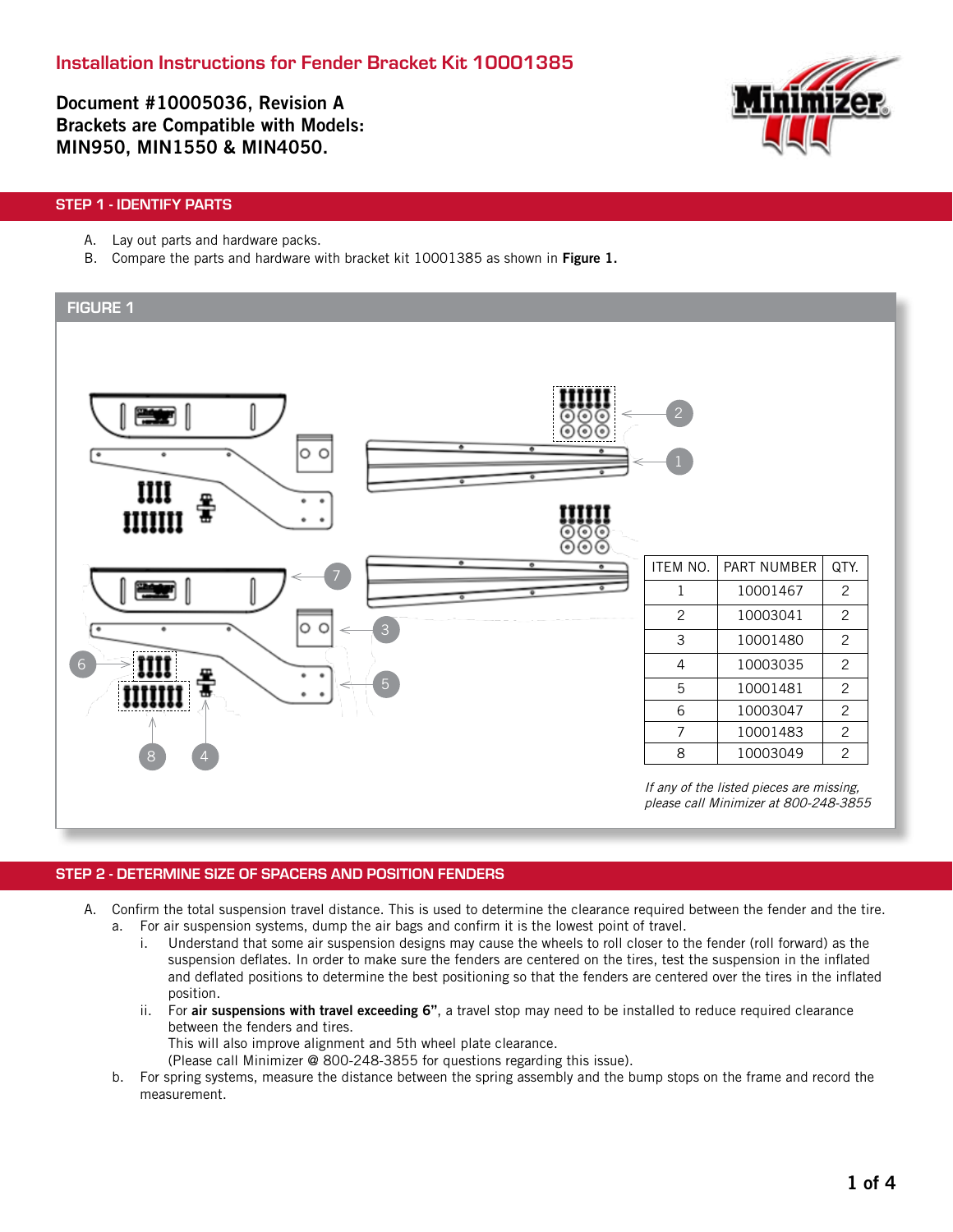# Installation Instructions for Fender Bracket Kit 10001385

**Document #10005036, Revision A**
**Brackets are Compatible with Models:**
**MIN950, MIN1550 & MIN4050.**

## STEP 1 - IDENTIFY PARTS

A. Lay out parts and hardware packs.
B. Compare the parts and hardware with bracket kit 10001385 as shown in **Figure 1.**

### FIGURE 1

| ITEM NO. | PART NUMBER | QTY. |
|---|---|---|
| 1 | 10001467 | 2 |
| 2 | 10003041 | 2 |
| 3 | 10001480 | 2 |
| 4 | 10003035 | 2 |
| 5 | 10001481 | 2 |
| 6 | 10003047 | 2 |
| 7 | 10001483 | 2 |
| 8 | 10003049 | 2 |

*If any of the listed pieces are missing, please call Minimizer at 800-248-3855*

## STEP 2 - DETERMINE SIZE OF SPACERS AND POSITION FENDERS

A. Confirm the total suspension travel distance. This is used to determine the clearance required between the fender and the tire.
   a. For air suspension systems, dump the air bags and confirm it is the lowest point of travel.
      i. Understand that some air suspension designs may cause the wheels to roll closer to the fender (roll forward) as the suspension deflates. In order to make sure the fenders are centered on the tires, test the suspension in the inflated and deflated positions to determine the best positioning so that the fenders are centered over the tires in the inflated position.
      ii. For **air suspensions with travel exceeding 6”**, a travel stop may need to be installed to reduce required clearance between the fenders and tires.
      This will also improve alignment and 5th wheel plate clearance.
      (Please call Minimizer @ 800-248-3855 for questions regarding this issue).
   b. For spring systems, measure the distance between the spring assembly and the bump stops on the frame and record the measurement.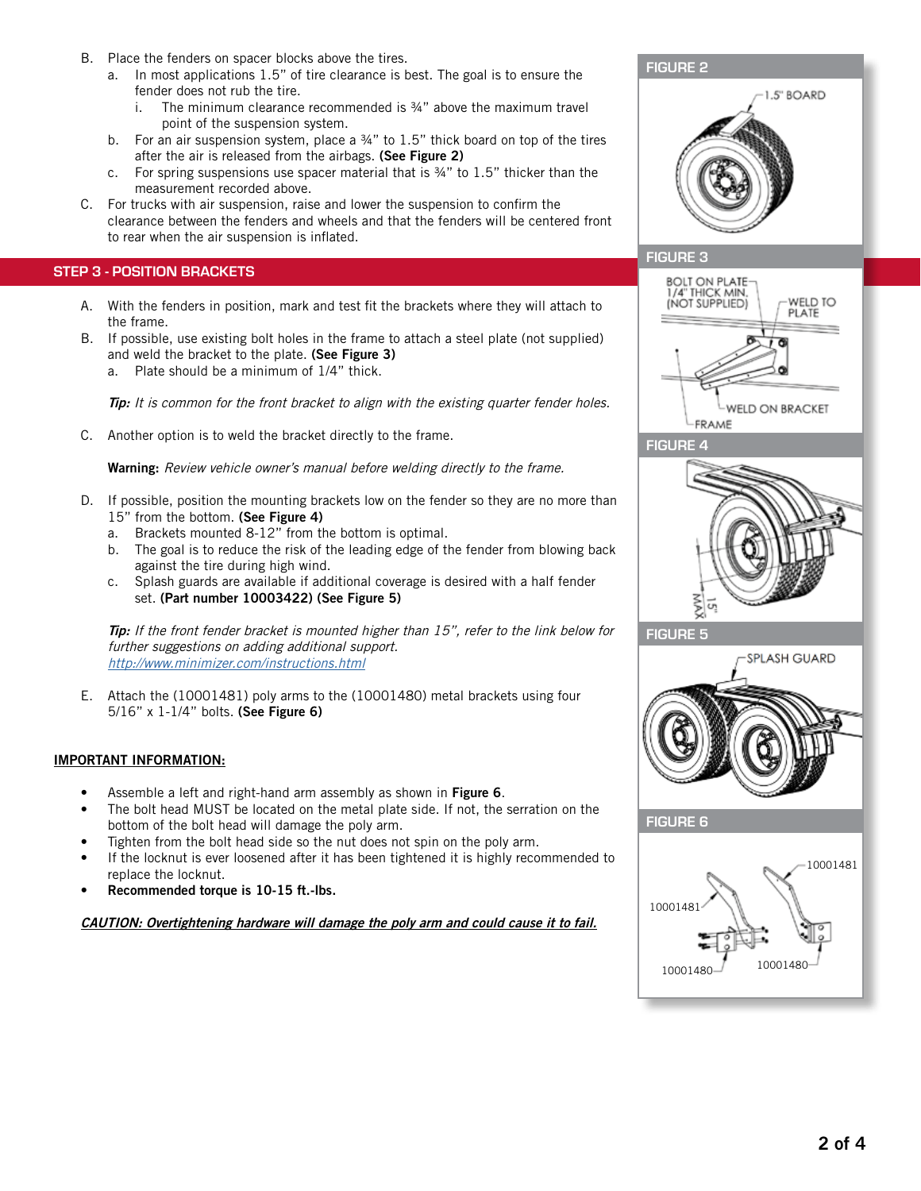B. Place the fenders on spacer blocks above the tires.
   a. In most applications 1.5" of tire clearance is best. The goal is to ensure the fender does not rub the tire.
      i. The minimum clearance recommended is ¾" above the maximum travel point of the suspension system.
   b. For an air suspension system, place a ¾" to 1.5" thick board on top of the tires after the air is released from the airbags. **(See Figure 2)**
   c. For spring suspensions use spacer material that is ¾" to 1.5" thicker than the measurement recorded above.

C. For trucks with air suspension, raise and lower the suspension to confirm the clearance between the fenders and wheels and that the fenders will be centered front to rear when the air suspension is inflated.

## STEP 3 - POSITION BRACKETS

A. With the fenders in position, mark and test fit the brackets where they will attach to the frame.

B. If possible, use existing bolt holes in the frame to attach a steel plate (not supplied) and weld the bracket to the plate. **(See Figure 3)**
   a. Plate should be a minimum of 1/4" thick.

***Tip:*** *It is common for the front bracket to align with the existing quarter fender holes.*

C. Another option is to weld the bracket directly to the frame.

**Warning:** *Review vehicle owner's manual before welding directly to the frame.*

D. If possible, position the mounting brackets low on the fender so they are no more than 15" from the bottom. **(See Figure 4)**
   a. Brackets mounted 8-12" from the bottom is optimal.
   b. The goal is to reduce the risk of the leading edge of the fender from blowing back against the tire during high wind.
   c. Splash guards are available if additional coverage is desired with a half fender set. **(Part number 10003422) (See Figure 5)**

***Tip:*** *If the front fender bracket is mounted higher than 15", refer to the link below for further suggestions on adding additional support.*
*http://www.minimizer.com/instructions.html*

E. Attach the (10001481) poly arms to the (10001480) metal brackets using four 5/16" x 1-1/4" bolts. **(See Figure 6)**

**IMPORTANT INFORMATION:**

- Assemble a left and right-hand arm assembly as shown in **Figure 6**.
- The bolt head MUST be located on the metal plate side. If not, the serration on the bottom of the bolt head will damage the poly arm.
- Tighten from the bolt head side so the nut does not spin on the poly arm.
- If the locknut is ever loosened after it has been tightened it is highly recommended to replace the locknut.
- **Recommended torque is 10-15 ft.-lbs.**

***CAUTION: Overtightening hardware will damage the poly arm and could cause it to fail.***

**FIGURE 2**

1.5" BOARD

**FIGURE 3**

BOLT ON PLATE 1/4" THICK MIN. (NOT SUPPLIED)

WELD TO PLATE

WELD ON BRACKET

FRAME

**FIGURE 4**

15" MAX

**FIGURE 5**

SPLASH GUARD

**FIGURE 6**

10001481

10001481

10001480

10001480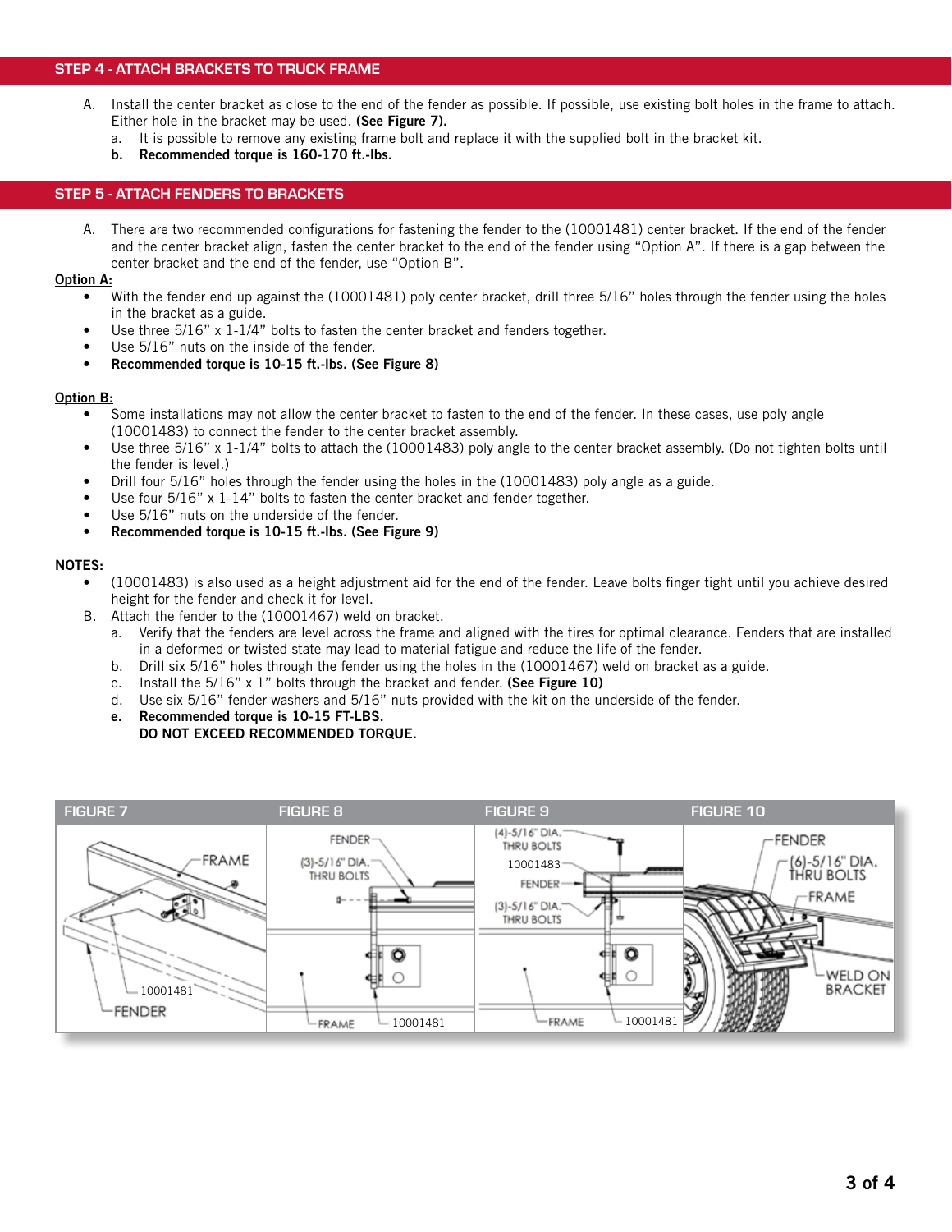## STEP 4 - ATTACH BRACKETS TO TRUCK FRAME

A. Install the center bracket as close to the end of the fender as possible. If possible, use existing bolt holes in the frame to attach. Either hole in the bracket may be used. **(See Figure 7).**
   a. It is possible to remove any existing frame bolt and replace it with the supplied bolt in the bracket kit.
   b. **Recommended torque is 160-170 ft.-lbs.**

## STEP 5 - ATTACH FENDERS TO BRACKETS

A. There are two recommended configurations for fastening the fender to the (10001481) center bracket. If the end of the fender and the center bracket align, fasten the center bracket to the end of the fender using “Option A”. If there is a gap between the center bracket and the end of the fender, use “Option B”.

**Option A:**

- With the fender end up against the (10001481) poly center bracket, drill three 5/16” holes through the fender using the holes in the bracket as a guide.
- Use three 5/16” x 1-1/4” bolts to fasten the center bracket and fenders together.
- Use 5/16” nuts on the inside of the fender.
- **Recommended torque is 10-15 ft.-lbs. (See Figure 8)**

**Option B:**

- Some installations may not allow the center bracket to fasten to the end of the fender. In these cases, use poly angle (10001483) to connect the fender to the center bracket assembly.
- Use three 5/16” x 1-1/4” bolts to attach the (10001483) poly angle to the center bracket assembly. (Do not tighten bolts until the fender is level.)
- Drill four 5/16” holes through the fender using the holes in the (10001483) poly angle as a guide.
- Use four 5/16” x 1-14” bolts to fasten the center bracket and fender together.
- Use 5/16” nuts on the underside of the fender.
- **Recommended torque is 10-15 ft.-lbs. (See Figure 9)**

**NOTES:**

- (10001483) is also used as a height adjustment aid for the end of the fender. Leave bolts finger tight until you achieve desired height for the fender and check it for level.

B. Attach the fender to the (10001467) weld on bracket.
   a. Verify that the fenders are level across the frame and aligned with the tires for optimal clearance. Fenders that are installed in a deformed or twisted state may lead to material fatigue and reduce the life of the fender.
   b. Drill six 5/16” holes through the fender using the holes in the (10001467) weld on bracket as a guide.
   c. Install the 5/16” x 1” bolts through the bracket and fender. **(See Figure 10)**
   d. Use six 5/16” fender washers and 5/16” nuts provided with the kit on the underside of the fender.
   e. **Recommended torque is 10-15 FT-LBS.**
      **DO NOT EXCEED RECOMMENDED TORQUE.**

**FIGURE 7** — FRAME; 10001481; FENDER

**FIGURE 8** — FENDER; (3)-5/16" DIA. THRU BOLTS; FRAME; 10001481

**FIGURE 9** — (4)-5/16" DIA. THRU BOLTS; 10001483; FENDER; (3)-5/16" DIA. THRU BOLTS; FRAME; 10001481

**FIGURE 10** — FENDER; (6)-5/16" DIA. THRU BOLTS; FRAME; WELD ON BRACKET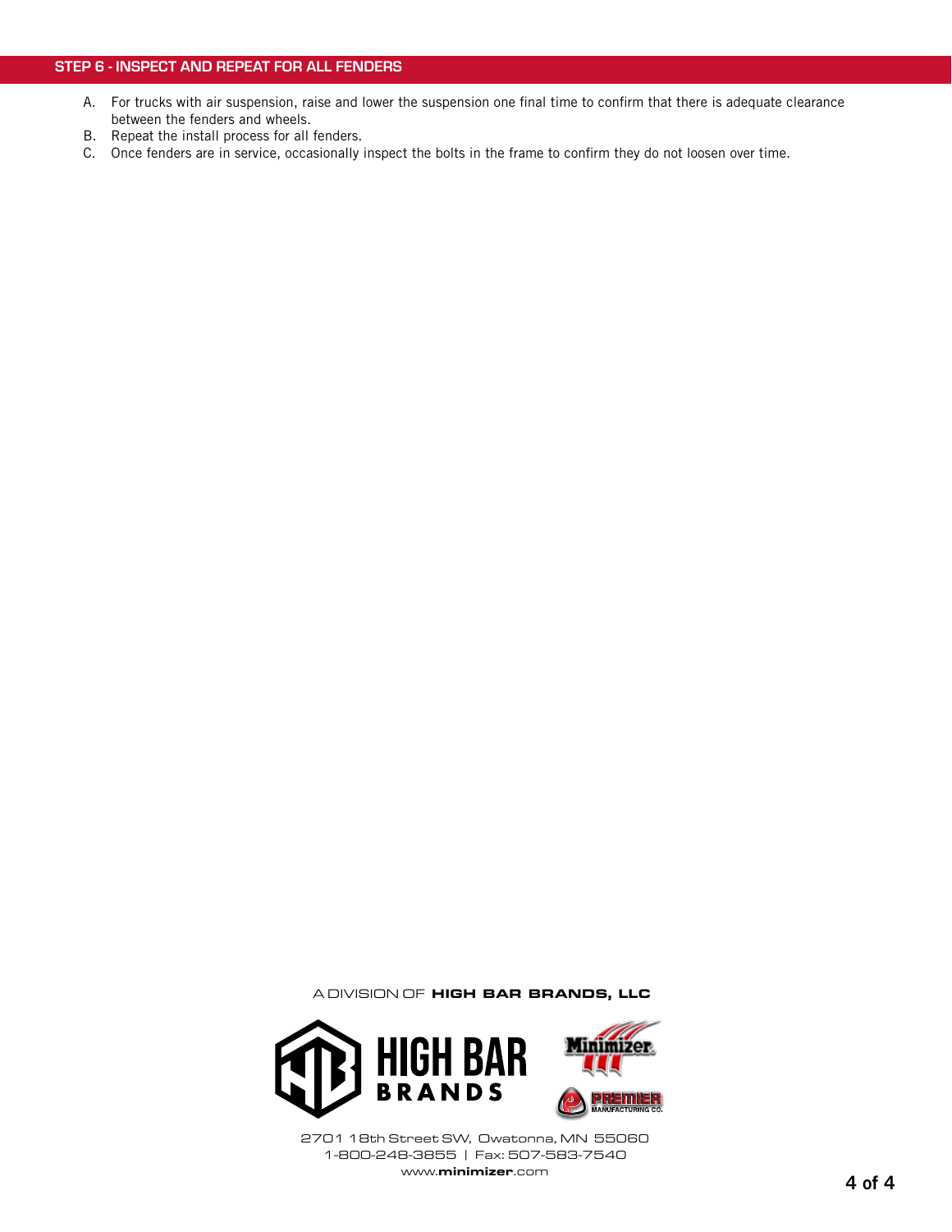## STEP 6 - INSPECT AND REPEAT FOR ALL FENDERS

A. For trucks with air suspension, raise and lower the suspension one final time to confirm that there is adequate clearance between the fenders and wheels.
B. Repeat the install process for all fenders.
C. Once fenders are in service, occasionally inspect the bolts in the frame to confirm they do not loosen over time.

A DIVISION OF **HIGH BAR BRANDS, LLC**

HIGH BAR BRANDS

Minimizer

PREMIER MANUFACTURING CO.

2701 18th Street SW, Owatonna, MN 55060
1-800-248-3855 | Fax: 507-583-7540
www.**minimizer**.com